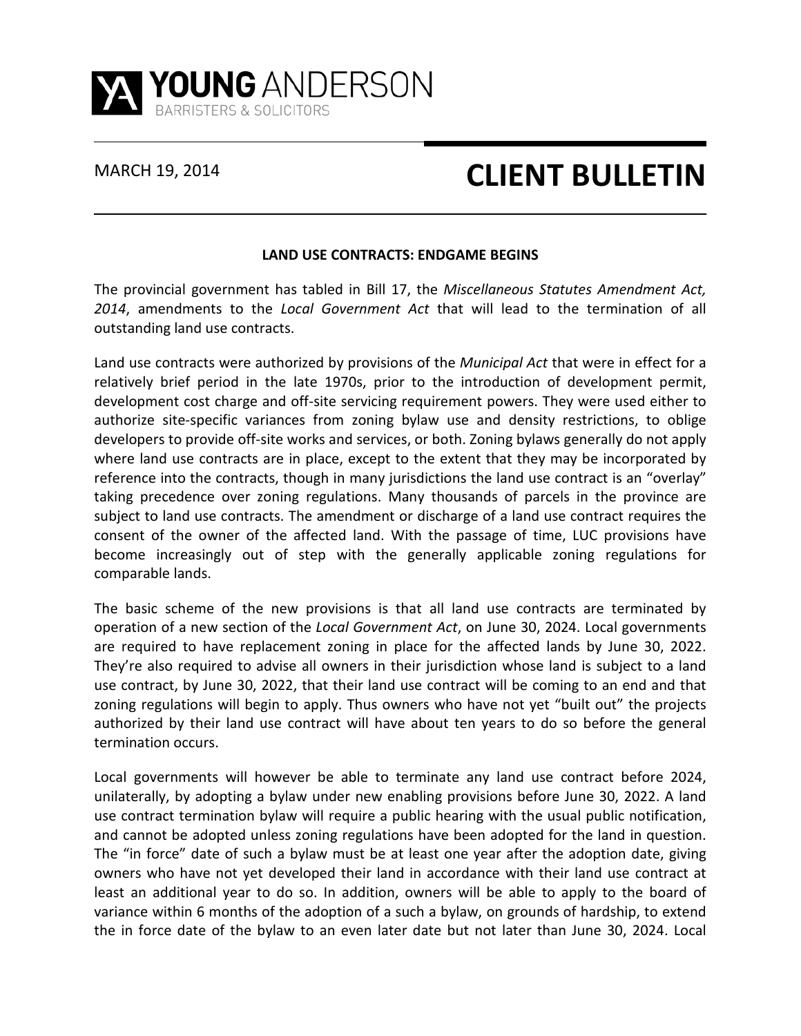# YOUNG ANDERSON

BARRISTERS & SOLICITORS

MARCH 19, 2014

# CLIENT BULLETIN

## LAND USE CONTRACTS: ENDGAME BEGINS

The provincial government has tabled in Bill 17, the *Miscellaneous Statutes Amendment Act, 2014*, amendments to the *Local Government Act* that will lead to the termination of all outstanding land use contracts.

Land use contracts were authorized by provisions of the *Municipal Act* that were in effect for a relatively brief period in the late 1970s, prior to the introduction of development permit, development cost charge and off-site servicing requirement powers. They were used either to authorize site-specific variances from zoning bylaw use and density restrictions, to oblige developers to provide off-site works and services, or both. Zoning bylaws generally do not apply where land use contracts are in place, except to the extent that they may be incorporated by reference into the contracts, though in many jurisdictions the land use contract is an "overlay" taking precedence over zoning regulations. Many thousands of parcels in the province are subject to land use contracts. The amendment or discharge of a land use contract requires the consent of the owner of the affected land. With the passage of time, LUC provisions have become increasingly out of step with the generally applicable zoning regulations for comparable lands.

The basic scheme of the new provisions is that all land use contracts are terminated by operation of a new section of the *Local Government Act*, on June 30, 2024. Local governments are required to have replacement zoning in place for the affected lands by June 30, 2022. They're also required to advise all owners in their jurisdiction whose land is subject to a land use contract, by June 30, 2022, that their land use contract will be coming to an end and that zoning regulations will begin to apply. Thus owners who have not yet "built out" the projects authorized by their land use contract will have about ten years to do so before the general termination occurs.

Local governments will however be able to terminate any land use contract before 2024, unilaterally, by adopting a bylaw under new enabling provisions before June 30, 2022. A land use contract termination bylaw will require a public hearing with the usual public notification, and cannot be adopted unless zoning regulations have been adopted for the land in question. The "in force" date of such a bylaw must be at least one year after the adoption date, giving owners who have not yet developed their land in accordance with their land use contract at least an additional year to do so. In addition, owners will be able to apply to the board of variance within 6 months of the adoption of a such a bylaw, on grounds of hardship, to extend the in force date of the bylaw to an even later date but not later than June 30, 2024. Local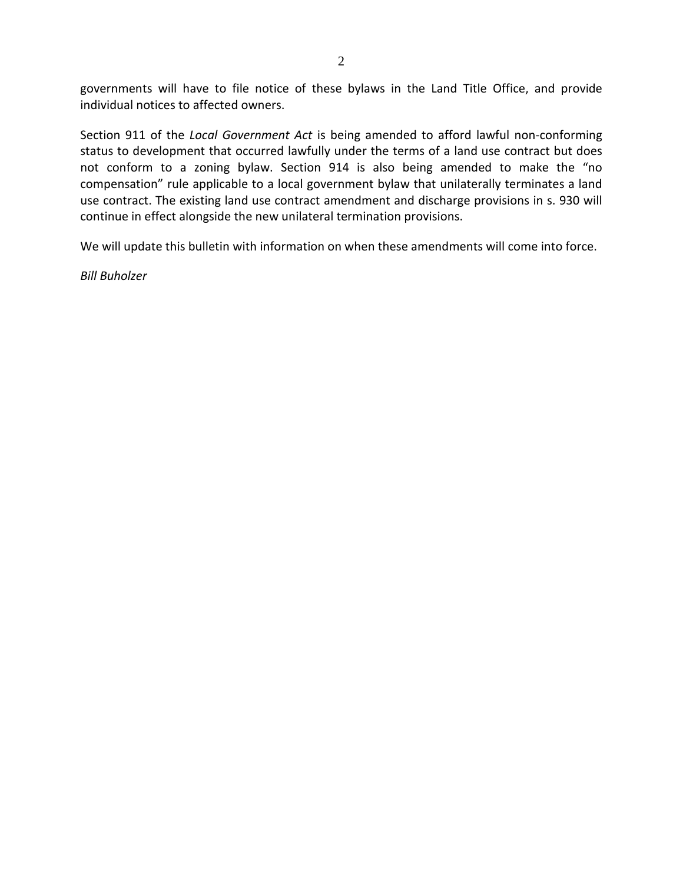governments will have to file notice of these bylaws in the Land Title Office, and provide individual notices to affected owners.

Section 911 of the *Local Government Act* is being amended to afford lawful non-conforming status to development that occurred lawfully under the terms of a land use contract but does not conform to a zoning bylaw. Section 914 is also being amended to make the "no compensation" rule applicable to a local government bylaw that unilaterally terminates a land use contract. The existing land use contract amendment and discharge provisions in s. 930 will continue in effect alongside the new unilateral termination provisions.

We will update this bulletin with information on when these amendments will come into force.

*Bill Buholzer*